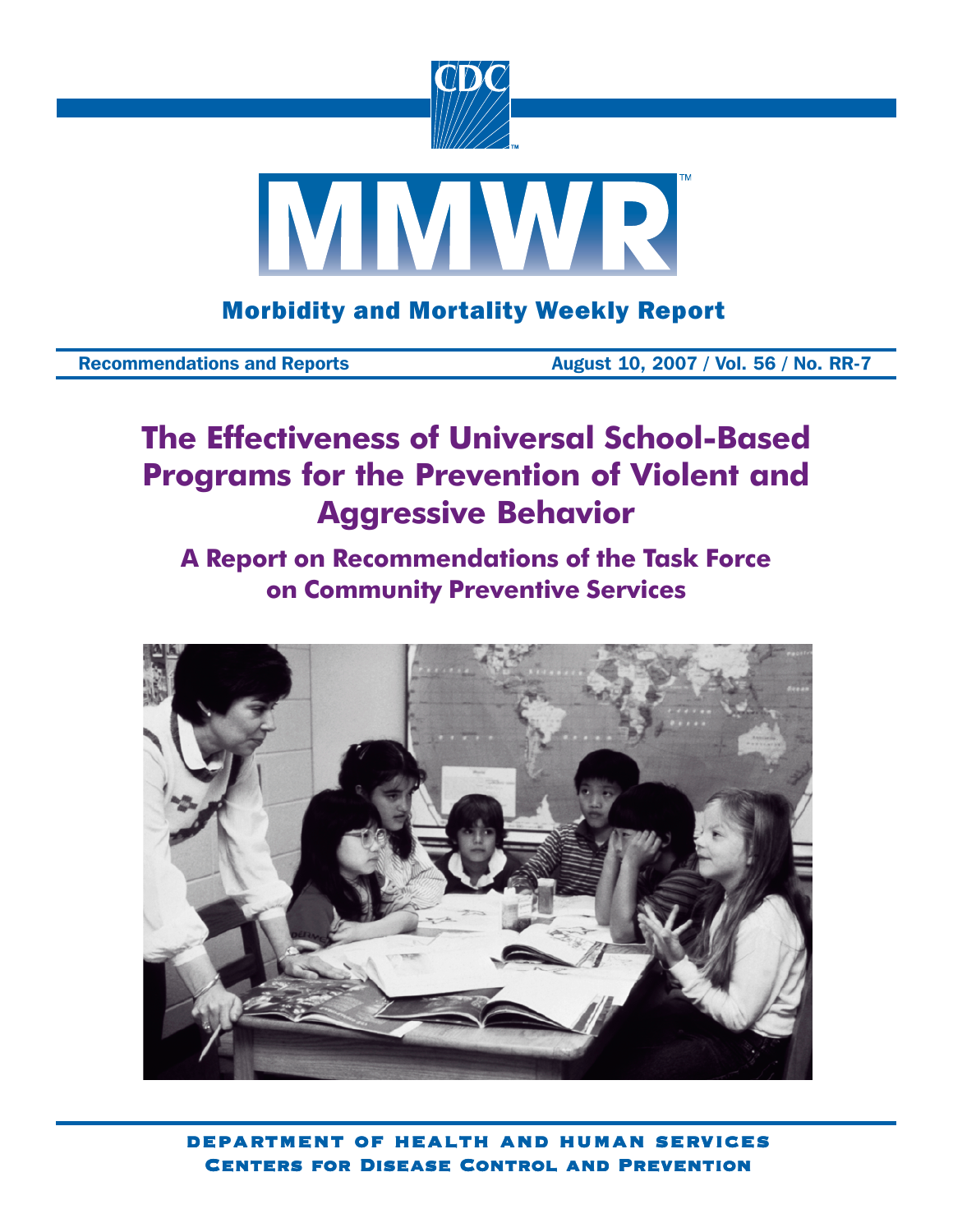CDC

# MMWR

Morbidity and Mortality Weekly Report

Recommendations and Reports — August 10, 2007 / Vol. 56 / No. RR-7

# The Effectiveness of Universal School-Based Programs for the Prevention of Violent and Aggressive Behavior

## A Report on Recommendations of the Task Force on Community Preventive Services

DEPARTMENT OF HEALTH AND HUMAN SERVICES
CENTERS FOR DISEASE CONTROL AND PREVENTION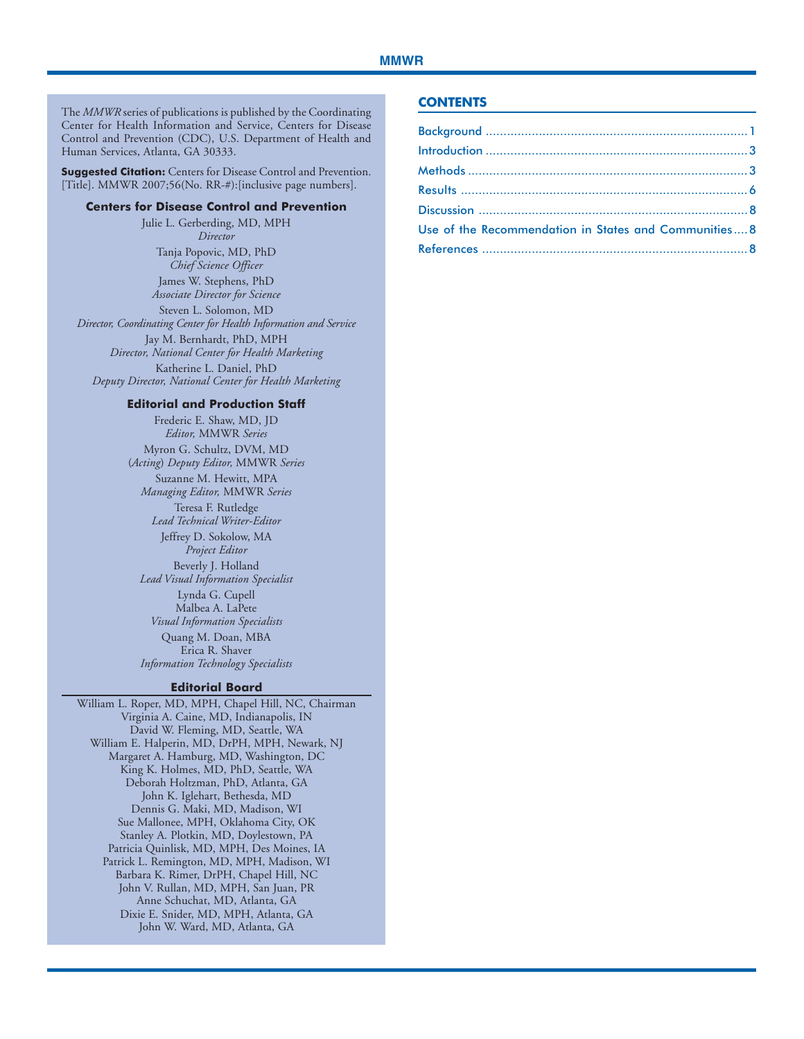The *MMWR* series of publications is published by the Coordinating Center for Health Information and Service, Centers for Disease Control and Prevention (CDC), U.S. Department of Health and Human Services, Atlanta, GA 30333.

**Suggested Citation:** Centers for Disease Control and Prevention. [Title]. MMWR 2007;56(No. RR-#):[inclusive page numbers].

### Centers for Disease Control and Prevention

Julie L. Gerberding, MD, MPH
*Director*

Tanja Popovic, MD, PhD
*Chief Science Officer*

James W. Stephens, PhD
*Associate Director for Science*

Steven L. Solomon, MD
*Director, Coordinating Center for Health Information and Service*

Jay M. Bernhardt, PhD, MPH
*Director, National Center for Health Marketing*

Katherine L. Daniel, PhD
*Deputy Director, National Center for Health Marketing*

### Editorial and Production Staff

Frederic E. Shaw, MD, JD
*Editor,* MMWR *Series*

Myron G. Schultz, DVM, MD
(*Acting*) *Deputy Editor,* MMWR *Series*

Suzanne M. Hewitt, MPA
*Managing Editor,* MMWR *Series*

Teresa F. Rutledge
*Lead Technical Writer-Editor*

Jeffrey D. Sokolow, MA
*Project Editor*

Beverly J. Holland
*Lead Visual Information Specialist*

Lynda G. Cupell
Malbea A. LaPete
*Visual Information Specialists*

Quang M. Doan, MBA
Erica R. Shaver
*Information Technology Specialists*

### Editorial Board

William L. Roper, MD, MPH, Chapel Hill, NC, Chairman
Virginia A. Caine, MD, Indianapolis, IN
David W. Fleming, MD, Seattle, WA
William E. Halperin, MD, DrPH, MPH, Newark, NJ
Margaret A. Hamburg, MD, Washington, DC
King K. Holmes, MD, PhD, Seattle, WA
Deborah Holtzman, PhD, Atlanta, GA
John K. Iglehart, Bethesda, MD
Dennis G. Maki, MD, Madison, WI
Sue Mallonee, MPH, Oklahoma City, OK
Stanley A. Plotkin, MD, Doylestown, PA
Patricia Quinlisk, MD, MPH, Des Moines, IA
Patrick L. Remington, MD, MPH, Madison, WI
Barbara K. Rimer, DrPH, Chapel Hill, NC
John V. Rullan, MD, MPH, San Juan, PR
Anne Schuchat, MD, Atlanta, GA
Dixie E. Snider, MD, MPH, Atlanta, GA
John W. Ward, MD, Atlanta, GA

## CONTENTS

Background ........ 1
Introduction ........ 3
Methods ........ 3
Results ........ 6
Discussion ........ 8
Use of the Recommendation in States and Communities ........ 8
References ........ 8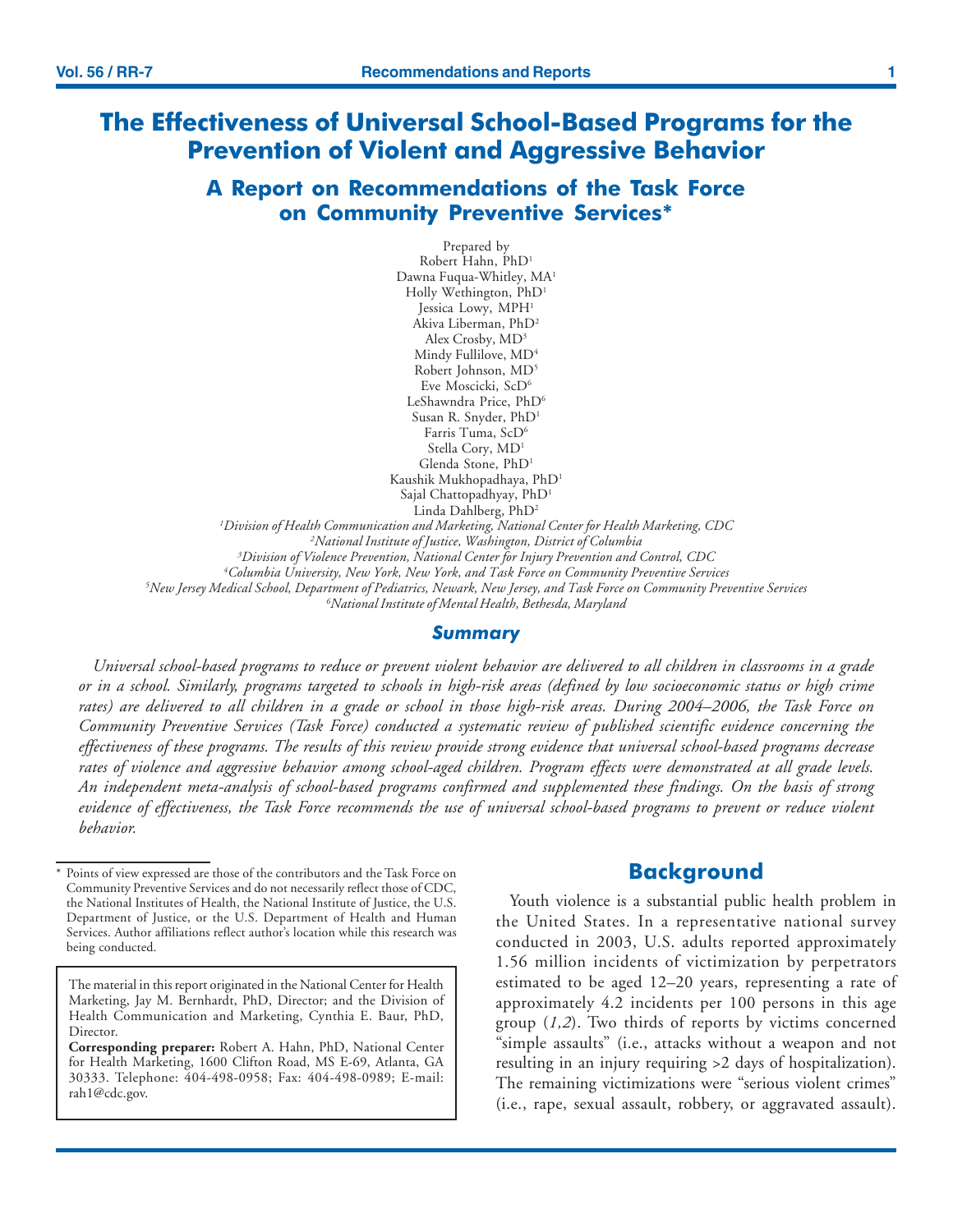# The Effectiveness of Universal School-Based Programs for the Prevention of Violent and Aggressive Behavior

## A Report on Recommendations of the Task Force on Community Preventive Services*

Prepared by
Robert Hahn, PhD[1]
Dawna Fuqua-Whitley, MA[1]
Holly Wethington, PhD[1]
Jessica Lowy, MPH[1]
Akiva Liberman, PhD[2]
Alex Crosby, MD[3]
Mindy Fullilove, MD[4]
Robert Johnson, MD[5]
Eve Moscicki, ScD[6]
LeShawndra Price, PhD[6]
Susan R. Snyder, PhD[1]
Farris Tuma, ScD[6]
Stella Cory, MD[1]
Glenda Stone, PhD[1]
Kaushik Mukhopadhaya, PhD[1]
Sajal Chattopadhyay, PhD[1]
Linda Dahlberg, PhD[2]

*[1]Division of Health Communication and Marketing, National Center for Health Marketing, CDC*
*[2]National Institute of Justice, Washington, District of Columbia*
*[3]Division of Violence Prevention, National Center for Injury Prevention and Control, CDC*
*[4]Columbia University, New York, New York, and Task Force on Community Preventive Services*
*[5]New Jersey Medical School, Department of Pediatrics, Newark, New Jersey, and Task Force on Community Preventive Services*
*[6]National Institute of Mental Health, Bethesda, Maryland*

### Summary

*Universal school-based programs to reduce or prevent violent behavior are delivered to all children in classrooms in a grade or in a school. Similarly, programs targeted to schools in high-risk areas (defined by low socioeconomic status or high crime rates) are delivered to all children in a grade or school in those high-risk areas. During 2004–2006, the Task Force on Community Preventive Services (Task Force) conducted a systematic review of published scientific evidence concerning the effectiveness of these programs. The results of this review provide strong evidence that universal school-based programs decrease rates of violence and aggressive behavior among school-aged children. Program effects were demonstrated at all grade levels. An independent meta-analysis of school-based programs confirmed and supplemented these findings. On the basis of strong evidence of effectiveness, the Task Force recommends the use of universal school-based programs to prevent or reduce violent behavior.*

\* Points of view expressed are those of the contributors and the Task Force on Community Preventive Services and do not necessarily reflect those of CDC, the National Institutes of Health, the National Institute of Justice, the U.S. Department of Justice, or the U.S. Department of Health and Human Services. Author affiliations reflect author's location while this research was being conducted.

The material in this report originated in the National Center for Health Marketing, Jay M. Bernhardt, PhD, Director; and the Division of Health Communication and Marketing, Cynthia E. Baur, PhD, Director.

**Corresponding preparer:** Robert A. Hahn, PhD, National Center for Health Marketing, 1600 Clifton Road, MS E-69, Atlanta, GA 30333. Telephone: 404-498-0958; Fax: 404-498-0989; E-mail: rah1@cdc.gov.

## Background

Youth violence is a substantial public health problem in the United States. In a representative national survey conducted in 2003, U.S. adults reported approximately 1.56 million incidents of victimization by perpetrators estimated to be aged 12–20 years, representing a rate of approximately 4.2 incidents per 100 persons in this age group (*1,2*). Two thirds of reports by victims concerned "simple assaults" (i.e., attacks without a weapon and not resulting in an injury requiring >2 days of hospitalization). The remaining victimizations were "serious violent crimes" (i.e., rape, sexual assault, robbery, or aggravated assault).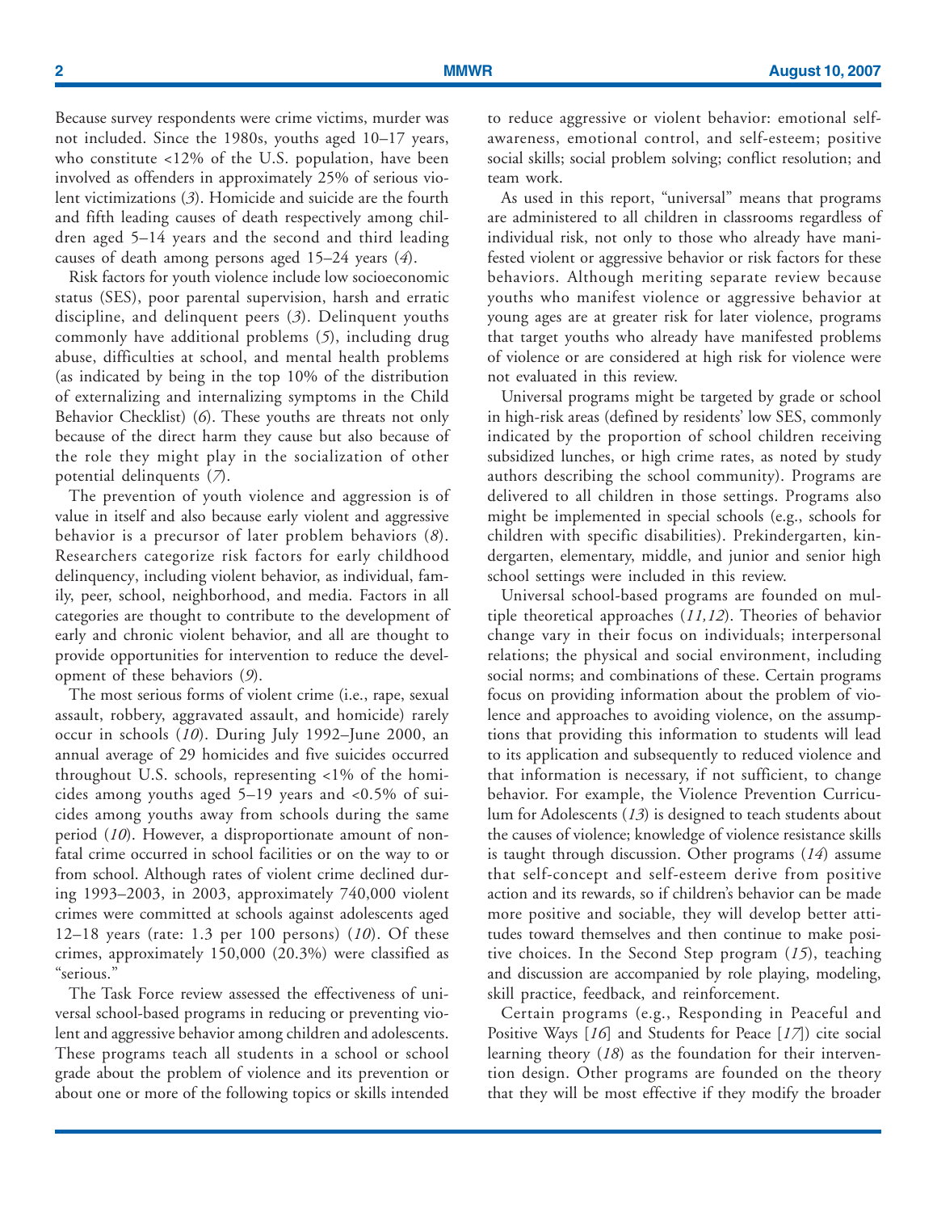Because survey respondents were crime victims, murder was not included. Since the 1980s, youths aged 10–17 years, who constitute <12% of the U.S. population, have been involved as offenders in approximately 25% of serious violent victimizations (*3*). Homicide and suicide are the fourth and fifth leading causes of death respectively among children aged 5–14 years and the second and third leading causes of death among persons aged 15–24 years (*4*).

Risk factors for youth violence include low socioeconomic status (SES), poor parental supervision, harsh and erratic discipline, and delinquent peers (*3*). Delinquent youths commonly have additional problems (*5*), including drug abuse, difficulties at school, and mental health problems (as indicated by being in the top 10% of the distribution of externalizing and internalizing symptoms in the Child Behavior Checklist) (*6*). These youths are threats not only because of the direct harm they cause but also because of the role they might play in the socialization of other potential delinquents (*7*).

The prevention of youth violence and aggression is of value in itself and also because early violent and aggressive behavior is a precursor of later problem behaviors (*8*). Researchers categorize risk factors for early childhood delinquency, including violent behavior, as individual, family, peer, school, neighborhood, and media. Factors in all categories are thought to contribute to the development of early and chronic violent behavior, and all are thought to provide opportunities for intervention to reduce the development of these behaviors (*9*).

The most serious forms of violent crime (i.e., rape, sexual assault, robbery, aggravated assault, and homicide) rarely occur in schools (*10*). During July 1992–June 2000, an annual average of 29 homicides and five suicides occurred throughout U.S. schools, representing <1% of the homicides among youths aged 5–19 years and <0.5% of suicides among youths away from schools during the same period (*10*). However, a disproportionate amount of nonfatal crime occurred in school facilities or on the way to or from school. Although rates of violent crime declined during 1993–2003, in 2003, approximately 740,000 violent crimes were committed at schools against adolescents aged 12–18 years (rate: 1.3 per 100 persons) (*10*). Of these crimes, approximately 150,000 (20.3%) were classified as "serious."

The Task Force review assessed the effectiveness of universal school-based programs in reducing or preventing violent and aggressive behavior among children and adolescents. These programs teach all students in a school or school grade about the problem of violence and its prevention or about one or more of the following topics or skills intended to reduce aggressive or violent behavior: emotional self-awareness, emotional control, and self-esteem; positive social skills; social problem solving; conflict resolution; and team work.

As used in this report, "universal" means that programs are administered to all children in classrooms regardless of individual risk, not only to those who already have manifested violent or aggressive behavior or risk factors for these behaviors. Although meriting separate review because youths who manifest violence or aggressive behavior at young ages are at greater risk for later violence, programs that target youths who already have manifested problems of violence or are considered at high risk for violence were not evaluated in this review.

Universal programs might be targeted by grade or school in high-risk areas (defined by residents' low SES, commonly indicated by the proportion of school children receiving subsidized lunches, or high crime rates, as noted by study authors describing the school community). Programs are delivered to all children in those settings. Programs also might be implemented in special schools (e.g., schools for children with specific disabilities). Prekindergarten, kindergarten, elementary, middle, and junior and senior high school settings were included in this review.

Universal school-based programs are founded on multiple theoretical approaches (*11,12*). Theories of behavior change vary in their focus on individuals; interpersonal relations; the physical and social environment, including social norms; and combinations of these. Certain programs focus on providing information about the problem of violence and approaches to avoiding violence, on the assumptions that providing this information to students will lead to its application and subsequently to reduced violence and that information is necessary, if not sufficient, to change behavior. For example, the Violence Prevention Curriculum for Adolescents (*13*) is designed to teach students about the causes of violence; knowledge of violence resistance skills is taught through discussion. Other programs (*14*) assume that self-concept and self-esteem derive from positive action and its rewards, so if children's behavior can be made more positive and sociable, they will develop better attitudes toward themselves and then continue to make positive choices. In the Second Step program (*15*), teaching and discussion are accompanied by role playing, modeling, skill practice, feedback, and reinforcement.

Certain programs (e.g., Responding in Peaceful and Positive Ways [*16*] and Students for Peace [*17*]) cite social learning theory (*18*) as the foundation for their intervention design. Other programs are founded on the theory that they will be most effective if they modify the broader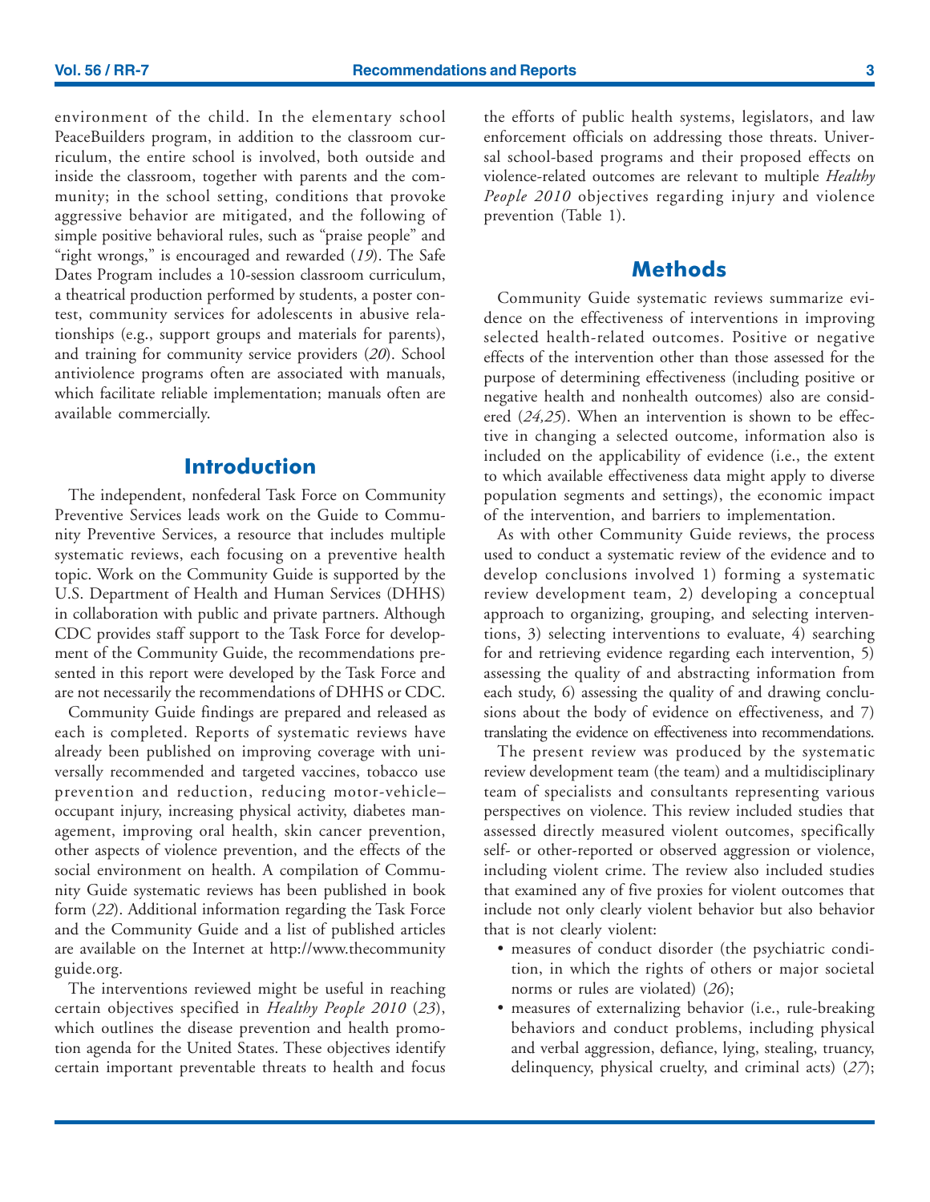environment of the child. In the elementary school PeaceBuilders program, in addition to the classroom curriculum, the entire school is involved, both outside and inside the classroom, together with parents and the community; in the school setting, conditions that provoke aggressive behavior are mitigated, and the following of simple positive behavioral rules, such as "praise people" and "right wrongs," is encouraged and rewarded (*19*). The Safe Dates Program includes a 10-session classroom curriculum, a theatrical production performed by students, a poster contest, community services for adolescents in abusive relationships (e.g., support groups and materials for parents), and training for community service providers (*20*). School antiviolence programs often are associated with manuals, which facilitate reliable implementation; manuals often are available commercially.

## Introduction

The independent, nonfederal Task Force on Community Preventive Services leads work on the Guide to Community Preventive Services, a resource that includes multiple systematic reviews, each focusing on a preventive health topic. Work on the Community Guide is supported by the U.S. Department of Health and Human Services (DHHS) in collaboration with public and private partners. Although CDC provides staff support to the Task Force for development of the Community Guide, the recommendations presented in this report were developed by the Task Force and are not necessarily the recommendations of DHHS or CDC.

Community Guide findings are prepared and released as each is completed. Reports of systematic reviews have already been published on improving coverage with universally recommended and targeted vaccines, tobacco use prevention and reduction, reducing motor-vehicle–occupant injury, increasing physical activity, diabetes management, improving oral health, skin cancer prevention, other aspects of violence prevention, and the effects of the social environment on health. A compilation of Community Guide systematic reviews has been published in book form (*22*). Additional information regarding the Task Force and the Community Guide and a list of published articles are available on the Internet at http://www.thecommunityguide.org.

The interventions reviewed might be useful in reaching certain objectives specified in *Healthy People 2010* (*23*), which outlines the disease prevention and health promotion agenda for the United States. These objectives identify certain important preventable threats to health and focus the efforts of public health systems, legislators, and law enforcement officials on addressing those threats. Universal school-based programs and their proposed effects on violence-related outcomes are relevant to multiple *Healthy People 2010* objectives regarding injury and violence prevention (Table 1).

## Methods

Community Guide systematic reviews summarize evidence on the effectiveness of interventions in improving selected health-related outcomes. Positive or negative effects of the intervention other than those assessed for the purpose of determining effectiveness (including positive or negative health and nonhealth outcomes) also are considered (*24,25*). When an intervention is shown to be effective in changing a selected outcome, information also is included on the applicability of evidence (i.e., the extent to which available effectiveness data might apply to diverse population segments and settings), the economic impact of the intervention, and barriers to implementation.

As with other Community Guide reviews, the process used to conduct a systematic review of the evidence and to develop conclusions involved 1) forming a systematic review development team, 2) developing a conceptual approach to organizing, grouping, and selecting interventions, 3) selecting interventions to evaluate, 4) searching for and retrieving evidence regarding each intervention, 5) assessing the quality of and abstracting information from each study, 6) assessing the quality of and drawing conclusions about the body of evidence on effectiveness, and 7) translating the evidence on effectiveness into recommendations.

The present review was produced by the systematic review development team (the team) and a multidisciplinary team of specialists and consultants representing various perspectives on violence. This review included studies that assessed directly measured violent outcomes, specifically self- or other-reported or observed aggression or violence, including violent crime. The review also included studies that examined any of five proxies for violent outcomes that include not only clearly violent behavior but also behavior that is not clearly violent:

- measures of conduct disorder (the psychiatric condition, in which the rights of others or major societal norms or rules are violated) (*26*);
- measures of externalizing behavior (i.e., rule-breaking behaviors and conduct problems, including physical and verbal aggression, defiance, lying, stealing, truancy, delinquency, physical cruelty, and criminal acts) (*27*);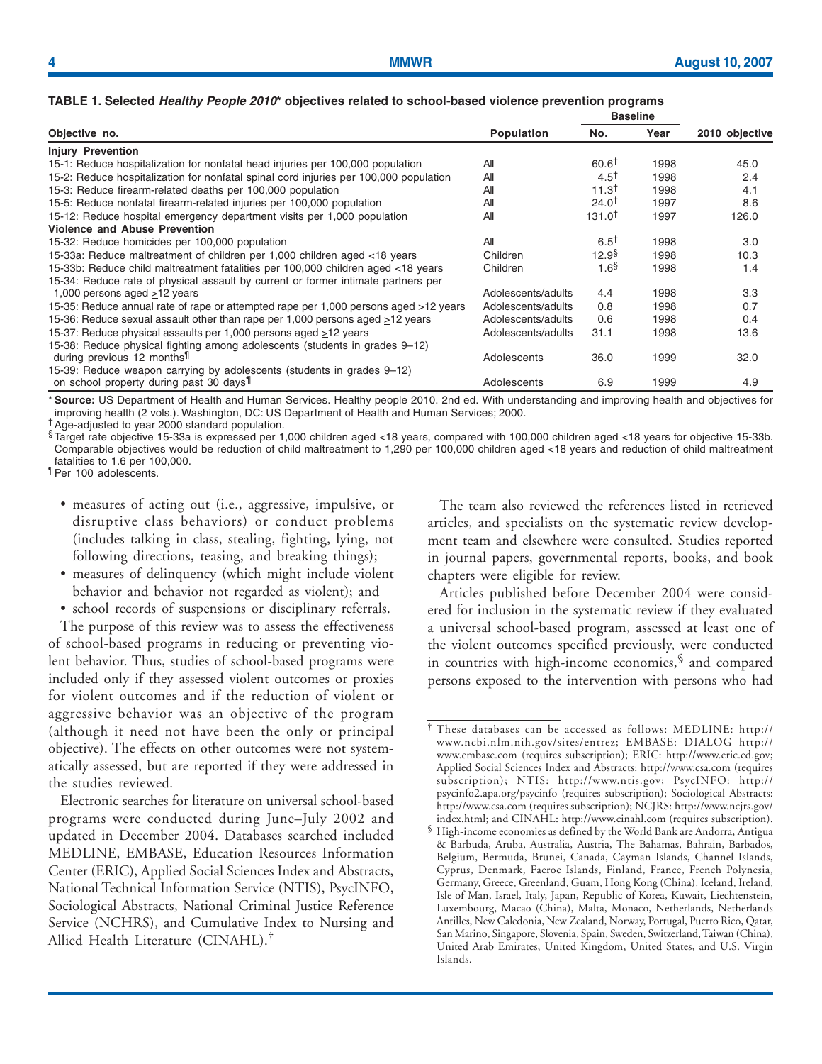**TABLE 1. Selected *Healthy People 2010*\* objectives related to school-based violence prevention programs**

| Objective no. | Population | Baseline | | 2010 objective |
|---|---|---|---|---|
| | | No. | Year | |
| **Injury Prevention** | | | | |
| 15-1: Reduce hospitalization for nonfatal head injuries per 100,000 population | All | 60.6† | 1998 | 45.0 |
| 15-2: Reduce hospitalization for nonfatal spinal cord injuries per 100,000 population | All | 4.5† | 1998 | 2.4 |
| 15-3: Reduce firearm-related deaths per 100,000 population | All | 11.3† | 1998 | 4.1 |
| 15-5: Reduce nonfatal firearm-related injuries per 100,000 population | All | 24.0† | 1997 | 8.6 |
| 15-12: Reduce hospital emergency department visits per 1,000 population | All | 131.0† | 1997 | 126.0 |
| **Violence and Abuse Prevention** | | | | |
| 15-32: Reduce homicides per 100,000 population | All | 6.5† | 1998 | 3.0 |
| 15-33a: Reduce maltreatment of children per 1,000 children aged <18 years | Children | 12.9§ | 1998 | 10.3 |
| 15-33b: Reduce child maltreatment fatalities per 100,000 children aged <18 years | Children | 1.6§ | 1998 | 1.4 |
| 15-34: Reduce rate of physical assault by current or former intimate partners per 1,000 persons aged ≥12 years | Adolescents/adults | 4.4 | 1998 | 3.3 |
| 15-35: Reduce annual rate of rape or attempted rape per 1,000 persons aged ≥12 years | Adolescents/adults | 0.8 | 1998 | 0.7 |
| 15-36: Reduce sexual assault other than rape per 1,000 persons aged ≥12 years | Adolescents/adults | 0.6 | 1998 | 0.4 |
| 15-37: Reduce physical assaults per 1,000 persons aged ≥12 years | Adolescents/adults | 31.1 | 1998 | 13.6 |
| 15-38: Reduce physical fighting among adolescents (students in grades 9–12) during previous 12 months¶ | Adolescents | 36.0 | 1999 | 32.0 |
| 15-39: Reduce weapon carrying by adolescents (students in grades 9–12) on school property during past 30 days¶ | Adolescents | 6.9 | 1999 | 4.9 |

\* **Source:** US Department of Health and Human Services. Healthy people 2010. 2nd ed. With understanding and improving health and objectives for improving health (2 vols.). Washington, DC: US Department of Health and Human Services; 2000.

† Age-adjusted to year 2000 standard population.

§ Target rate objective 15-33a is expressed per 1,000 children aged <18 years, compared with 100,000 children aged <18 years for objective 15-33b. Comparable objectives would be reduction of child maltreatment to 1,290 per 100,000 children aged <18 years and reduction of child maltreatment fatalities to 1.6 per 100,000.

¶ Per 100 adolescents.

- measures of acting out (i.e., aggressive, impulsive, or disruptive class behaviors) or conduct problems (includes talking in class, stealing, fighting, lying, not following directions, teasing, and breaking things);
- measures of delinquency (which might include violent behavior and behavior not regarded as violent); and
- school records of suspensions or disciplinary referrals.

The purpose of this review was to assess the effectiveness of school-based programs in reducing or preventing violent behavior. Thus, studies of school-based programs were included only if they assessed violent outcomes or proxies for violent outcomes and if the reduction of violent or aggressive behavior was an objective of the program (although it need not have been the only or principal objective). The effects on other outcomes were not systematically assessed, but are reported if they were addressed in the studies reviewed.

Electronic searches for literature on universal school-based programs were conducted during June–July 2002 and updated in December 2004. Databases searched included MEDLINE, EMBASE, Education Resources Information Center (ERIC), Applied Social Sciences Index and Abstracts, National Technical Information Service (NTIS), PsycINFO, Sociological Abstracts, National Criminal Justice Reference Service (NCHRS), and Cumulative Index to Nursing and Allied Health Literature (CINAHL).†

The team also reviewed the references listed in retrieved articles, and specialists on the systematic review development team and elsewhere were consulted. Studies reported in journal papers, governmental reports, books, and book chapters were eligible for review.

Articles published before December 2004 were considered for inclusion in the systematic review if they evaluated a universal school-based program, assessed at least one of the violent outcomes specified previously, were conducted in countries with high-income economies,§ and compared persons exposed to the intervention with persons who had

† These databases can be accessed as follows: MEDLINE: http://www.ncbi.nlm.nih.gov/sites/entrez; EMBASE: DIALOG http://www.embase.com (requires subscription); ERIC: http://www.eric.ed.gov; Applied Social Sciences Index and Abstracts: http://www.csa.com (requires subscription); NTIS: http://www.ntis.gov; PsycINFO: http://psycinfo2.apa.org/psycinfo (requires subscription); Sociological Abstracts: http://www.csa.com (requires subscription); NCJRS: http://www.ncjrs.gov/index.html; and CINAHL: http://www.cinahl.com (requires subscription).

§ High-income economies as defined by the World Bank are Andorra, Antigua & Barbuda, Aruba, Australia, Austria, The Bahamas, Bahrain, Barbados, Belgium, Bermuda, Brunei, Canada, Cayman Islands, Channel Islands, Cyprus, Denmark, Faeroe Islands, Finland, France, French Polynesia, Germany, Greece, Greenland, Guam, Hong Kong (China), Iceland, Ireland, Isle of Man, Israel, Italy, Japan, Republic of Korea, Kuwait, Liechtenstein, Luxembourg, Macao (China), Malta, Monaco, Netherlands, Netherlands Antilles, New Caledonia, New Zealand, Norway, Portugal, Puerto Rico, Qatar, San Marino, Singapore, Slovenia, Spain, Sweden, Switzerland, Taiwan (China), United Arab Emirates, United Kingdom, United States, and U.S. Virgin Islands.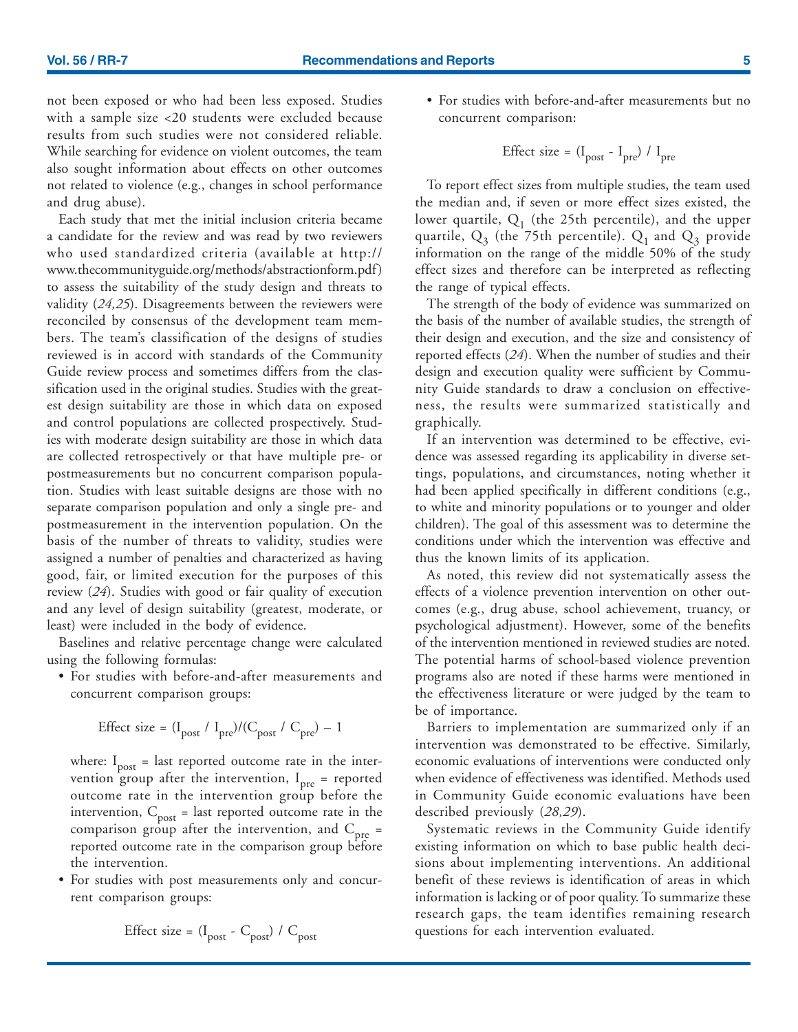not been exposed or who had been less exposed. Studies with a sample size <20 students were excluded because results from such studies were not considered reliable. While searching for evidence on violent outcomes, the team also sought information about effects on other outcomes not related to violence (e.g., changes in school performance and drug abuse).

Each study that met the initial inclusion criteria became a candidate for the review and was read by two reviewers who used standardized criteria (available at http://www.thecommunityguide.org/methods/abstractionform.pdf) to assess the suitability of the study design and threats to validity (*24,25*). Disagreements between the reviewers were reconciled by consensus of the development team members. The team's classification of the designs of studies reviewed is in accord with standards of the Community Guide review process and sometimes differs from the classification used in the original studies. Studies with the greatest design suitability are those in which data on exposed and control populations are collected prospectively. Studies with moderate design suitability are those in which data are collected retrospectively or that have multiple pre- or postmeasurements but no concurrent comparison population. Studies with least suitable designs are those with no separate comparison population and only a single pre- and postmeasurement in the intervention population. On the basis of the number of threats to validity, studies were assigned a number of penalties and characterized as having good, fair, or limited execution for the purposes of this review (*24*). Studies with good or fair quality of execution and any level of design suitability (greatest, moderate, or least) were included in the body of evidence.

Baselines and relative percentage change were calculated using the following formulas:

- For studies with before-and-after measurements and concurrent comparison groups:

  $$\text{Effect size} = (I_{post} / I_{pre})/(C_{post} / C_{pre}) - 1$$

  where: $I_{post}$ = last reported outcome rate in the intervention group after the intervention, $I_{pre}$ = reported outcome rate in the intervention group before the intervention, $C_{post}$ = last reported outcome rate in the comparison group after the intervention, and $C_{pre}$ = reported outcome rate in the comparison group before the intervention.

- For studies with post measurements only and concurrent comparison groups:

  $$\text{Effect size} = (I_{post} - C_{post}) / C_{post}$$

- For studies with before-and-after measurements but no concurrent comparison:

  $$\text{Effect size} = (I_{post} - I_{pre}) / I_{pre}$$

To report effect sizes from multiple studies, the team used the median and, if seven or more effect sizes existed, the lower quartile, $Q_1$ (the 25th percentile), and the upper quartile, $Q_3$ (the 75th percentile). $Q_1$ and $Q_3$ provide information on the range of the middle 50% of the study effect sizes and therefore can be interpreted as reflecting the range of typical effects.

The strength of the body of evidence was summarized on the basis of the number of available studies, the strength of their design and execution, and the size and consistency of reported effects (*24*). When the number of studies and their design and execution quality were sufficient by Community Guide standards to draw a conclusion on effectiveness, the results were summarized statistically and graphically.

If an intervention was determined to be effective, evidence was assessed regarding its applicability in diverse settings, populations, and circumstances, noting whether it had been applied specifically in different conditions (e.g., to white and minority populations or to younger and older children). The goal of this assessment was to determine the conditions under which the intervention was effective and thus the known limits of its application.

As noted, this review did not systematically assess the effects of a violence prevention intervention on other outcomes (e.g., drug abuse, school achievement, truancy, or psychological adjustment). However, some of the benefits of the intervention mentioned in reviewed studies are noted. The potential harms of school-based violence prevention programs also are noted if these harms were mentioned in the effectiveness literature or were judged by the team to be of importance.

Barriers to implementation are summarized only if an intervention was demonstrated to be effective. Similarly, economic evaluations of interventions were conducted only when evidence of effectiveness was identified. Methods used in Community Guide economic evaluations have been described previously (*28,29*).

Systematic reviews in the Community Guide identify existing information on which to base public health decisions about implementing interventions. An additional benefit of these reviews is identification of areas in which information is lacking or of poor quality. To summarize these research gaps, the team identifies remaining research questions for each intervention evaluated.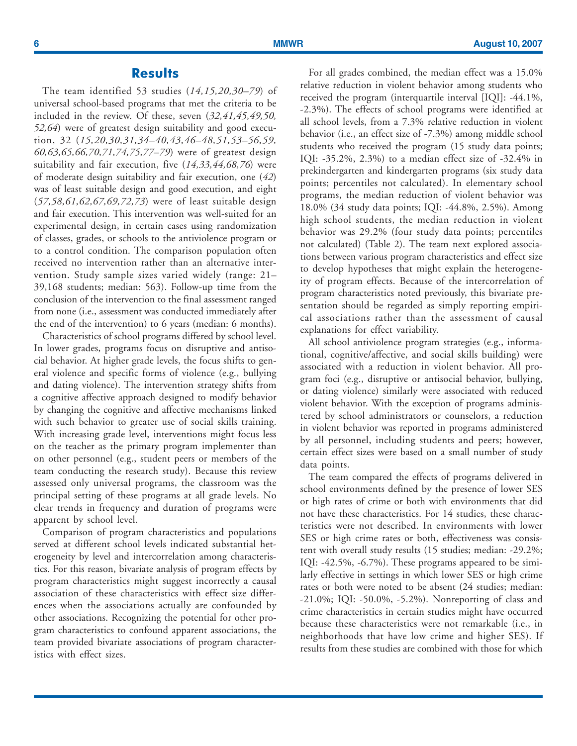## Results

The team identified 53 studies (*14,15,20,30–79*) of universal school-based programs that met the criteria to be included in the review. Of these, seven (*32,41,45,49,50, 52,64*) were of greatest design suitability and good execution, 32 (*15,20,30,31,34–40,43,46–48,51,53–56,59, 60,63,65,66,70,71,74,75,77–79*) were of greatest design suitability and fair execution, five (*14,33,44,68,76*) were of moderate design suitability and fair execution, one (*42*) was of least suitable design and good execution, and eight (*57,58,61,62,67,69,72,73*) were of least suitable design and fair execution. This intervention was well-suited for an experimental design, in certain cases using randomization of classes, grades, or schools to the antiviolence program or to a control condition. The comparison population often received no intervention rather than an alternative intervention. Study sample sizes varied widely (range: 21–39,168 students; median: 563). Follow-up time from the conclusion of the intervention to the final assessment ranged from none (i.e., assessment was conducted immediately after the end of the intervention) to 6 years (median: 6 months).

Characteristics of school programs differed by school level. In lower grades, programs focus on disruptive and antisocial behavior. At higher grade levels, the focus shifts to general violence and specific forms of violence (e.g., bullying and dating violence). The intervention strategy shifts from a cognitive affective approach designed to modify behavior by changing the cognitive and affective mechanisms linked with such behavior to greater use of social skills training. With increasing grade level, interventions might focus less on the teacher as the primary program implementer than on other personnel (e.g., student peers or members of the team conducting the research study). Because this review assessed only universal programs, the classroom was the principal setting of these programs at all grade levels. No clear trends in frequency and duration of programs were apparent by school level.

Comparison of program characteristics and populations served at different school levels indicated substantial heterogeneity by level and intercorrelation among characteristics. For this reason, bivariate analysis of program effects by program characteristics might suggest incorrectly a causal association of these characteristics with effect size differences when the associations actually are confounded by other associations. Recognizing the potential for other program characteristics to confound apparent associations, the team provided bivariate associations of program characteristics with effect sizes.

For all grades combined, the median effect was a 15.0% relative reduction in violent behavior among students who received the program (interquartile interval [IQI]: -44.1%, -2.3%). The effects of school programs were identified at all school levels, from a 7.3% relative reduction in violent behavior (i.e., an effect size of -7.3%) among middle school students who received the program (15 study data points; IQI: -35.2%, 2.3%) to a median effect size of -32.4% in prekindergarten and kindergarten programs (six study data points; percentiles not calculated). In elementary school programs, the median reduction of violent behavior was 18.0% (34 study data points; IQI: -44.8%, 2.5%). Among high school students, the median reduction in violent behavior was 29.2% (four study data points; percentiles not calculated) (Table 2). The team next explored associations between various program characteristics and effect size to develop hypotheses that might explain the heterogeneity of program effects. Because of the intercorrelation of program characteristics noted previously, this bivariate presentation should be regarded as simply reporting empirical associations rather than the assessment of causal explanations for effect variability.

All school antiviolence program strategies (e.g., informational, cognitive/affective, and social skills building) were associated with a reduction in violent behavior. All program foci (e.g., disruptive or antisocial behavior, bullying, or dating violence) similarly were associated with reduced violent behavior. With the exception of programs administered by school administrators or counselors, a reduction in violent behavior was reported in programs administered by all personnel, including students and peers; however, certain effect sizes were based on a small number of study data points.

The team compared the effects of programs delivered in school environments defined by the presence of lower SES or high rates of crime or both with environments that did not have these characteristics. For 14 studies, these characteristics were not described. In environments with lower SES or high crime rates or both, effectiveness was consistent with overall study results (15 studies; median: -29.2%; IQI: -42.5%, -6.7%). These programs appeared to be similarly effective in settings in which lower SES or high crime rates or both were noted to be absent (24 studies; median: -21.0%; IQI: -50.0%, -5.2%). Nonreporting of class and crime characteristics in certain studies might have occurred because these characteristics were not remarkable (i.e., in neighborhoods that have low crime and higher SES). If results from these studies are combined with those for which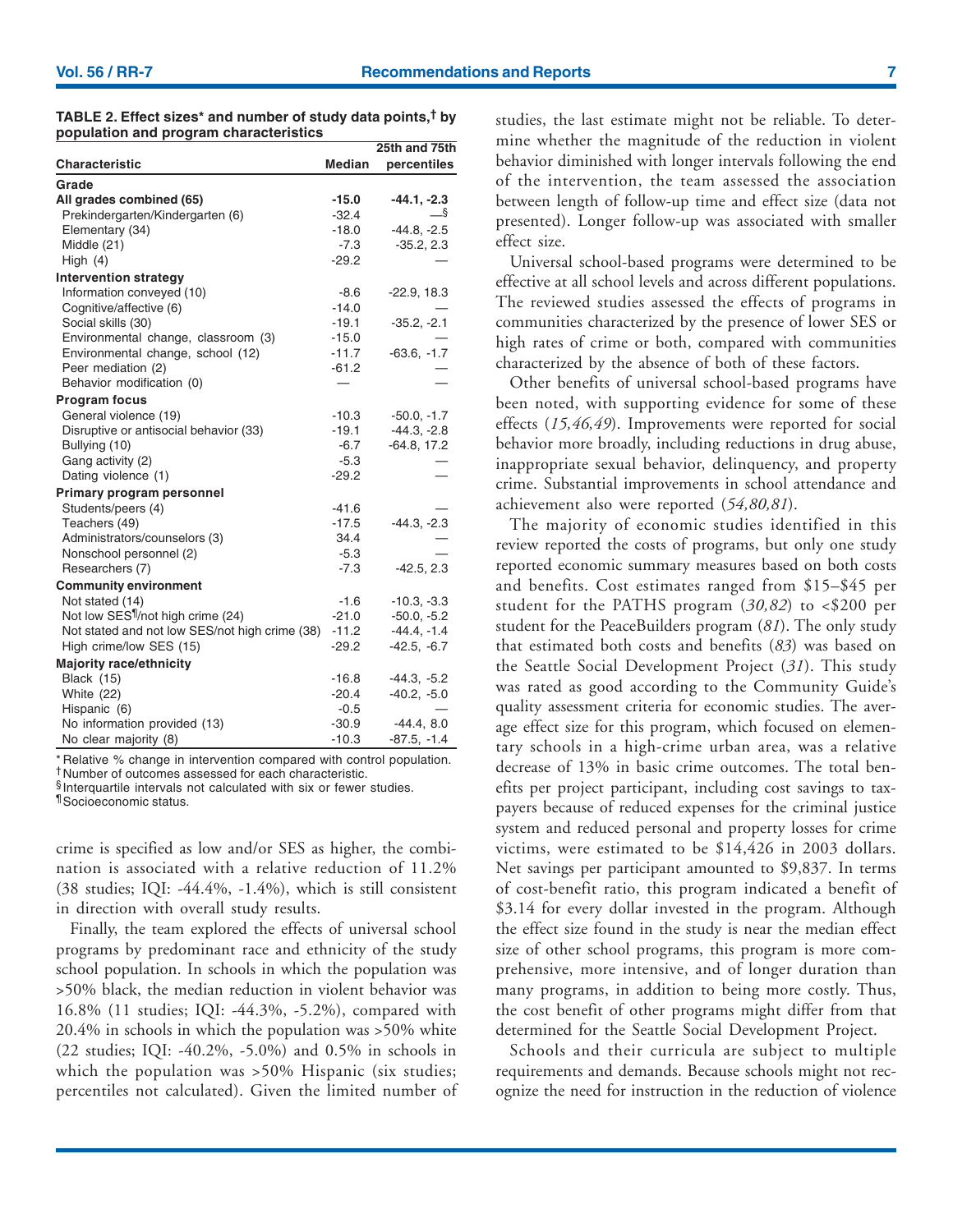**TABLE 2. Effect sizes* and number of study data points,† by population and program characteristics**

| Characteristic | Median | 25th and 75th percentiles |
|---|---|---|
| **Grade** | | |
| **All grades combined (65)** | **-15.0** | **-44.1, -2.3** |
| Prekindergarten/Kindergarten (6) | -32.4 | —§ |
| Elementary (34) | -18.0 | -44.8, -2.5 |
| Middle (21) | -7.3 | -35.2, 2.3 |
| High (4) | -29.2 | — |
| **Intervention strategy** | | |
| Information conveyed (10) | -8.6 | -22.9, 18.3 |
| Cognitive/affective (6) | -14.0 | — |
| Social skills (30) | -19.1 | -35.2, -2.1 |
| Environmental change, classroom (3) | -15.0 | — |
| Environmental change, school (12) | -11.7 | -63.6, -1.7 |
| Peer mediation (2) | -61.2 | — |
| Behavior modification (0) | — | — |
| **Program focus** | | |
| General violence (19) | -10.3 | -50.0, -1.7 |
| Disruptive or antisocial behavior (33) | -19.1 | -44.3, -2.8 |
| Bullying (10) | -6.7 | -64.8, 17.2 |
| Gang activity (2) | -5.3 | — |
| Dating violence (1) | -29.2 | — |
| **Primary program personnel** | | |
| Students/peers (4) | -41.6 | — |
| Teachers (49) | -17.5 | -44.3, -2.3 |
| Administrators/counselors (3) | 34.4 | — |
| Nonschool personnel (2) | -5.3 | — |
| Researchers (7) | -7.3 | -42.5, 2.3 |
| **Community environment** | | |
| Not stated (14) | -1.6 | -10.3, -3.3 |
| Not low SES¶/not high crime (24) | -21.0 | -50.0, -5.2 |
| Not stated and not low SES/not high crime (38) | -11.2 | -44.4, -1.4 |
| High crime/low SES (15) | -29.2 | -42.5, -6.7 |
| **Majority race/ethnicity** | | |
| Black (15) | -16.8 | -44.3, -5.2 |
| White (22) | -20.4 | -40.2, -5.0 |
| Hispanic (6) | -0.5 | — |
| No information provided (13) | -30.9 | -44.4, 8.0 |
| No clear majority (8) | -10.3 | -87.5, -1.4 |

\* Relative % change in intervention compared with control population.
† Number of outcomes assessed for each characteristic.
§ Interquartile intervals not calculated with six or fewer studies.
¶ Socioeconomic status.

crime is specified as low and/or SES as higher, the combination is associated with a relative reduction of 11.2% (38 studies; IQI: -44.4%, -1.4%), which is still consistent in direction with overall study results.

Finally, the team explored the effects of universal school programs by predominant race and ethnicity of the study school population. In schools in which the population was >50% black, the median reduction in violent behavior was 16.8% (11 studies; IQI: -44.3%, -5.2%), compared with 20.4% in schools in which the population was >50% white (22 studies; IQI: -40.2%, -5.0%) and 0.5% in schools in which the population was >50% Hispanic (six studies; percentiles not calculated). Given the limited number of studies, the last estimate might not be reliable. To determine whether the magnitude of the reduction in violent behavior diminished with longer intervals following the end of the intervention, the team assessed the association between length of follow-up time and effect size (data not presented). Longer follow-up was associated with smaller effect size.

Universal school-based programs were determined to be effective at all school levels and across different populations. The reviewed studies assessed the effects of programs in communities characterized by the presence of lower SES or high rates of crime or both, compared with communities characterized by the absence of both of these factors.

Other benefits of universal school-based programs have been noted, with supporting evidence for some of these effects (*15,46,49*). Improvements were reported for social behavior more broadly, including reductions in drug abuse, inappropriate sexual behavior, delinquency, and property crime. Substantial improvements in school attendance and achievement also were reported (*54,80,81*).

The majority of economic studies identified in this review reported the costs of programs, but only one study reported economic summary measures based on both costs and benefits. Cost estimates ranged from $15–$45 per student for the PATHS program (*30,82*) to <$200 per student for the PeaceBuilders program (*81*). The only study that estimated both costs and benefits (*83*) was based on the Seattle Social Development Project (*31*). This study was rated as good according to the Community Guide's quality assessment criteria for economic studies. The average effect size for this program, which focused on elementary schools in a high-crime urban area, was a relative decrease of 13% in basic crime outcomes. The total benefits per project participant, including cost savings to taxpayers because of reduced expenses for the criminal justice system and reduced personal and property losses for crime victims, were estimated to be $14,426 in 2003 dollars. Net savings per participant amounted to $9,837. In terms of cost-benefit ratio, this program indicated a benefit of $3.14 for every dollar invested in the program. Although the effect size found in the study is near the median effect size of other school programs, this program is more comprehensive, more intensive, and of longer duration than many programs, in addition to being more costly. Thus, the cost benefit of other programs might differ from that determined for the Seattle Social Development Project.

Schools and their curricula are subject to multiple requirements and demands. Because schools might not recognize the need for instruction in the reduction of violence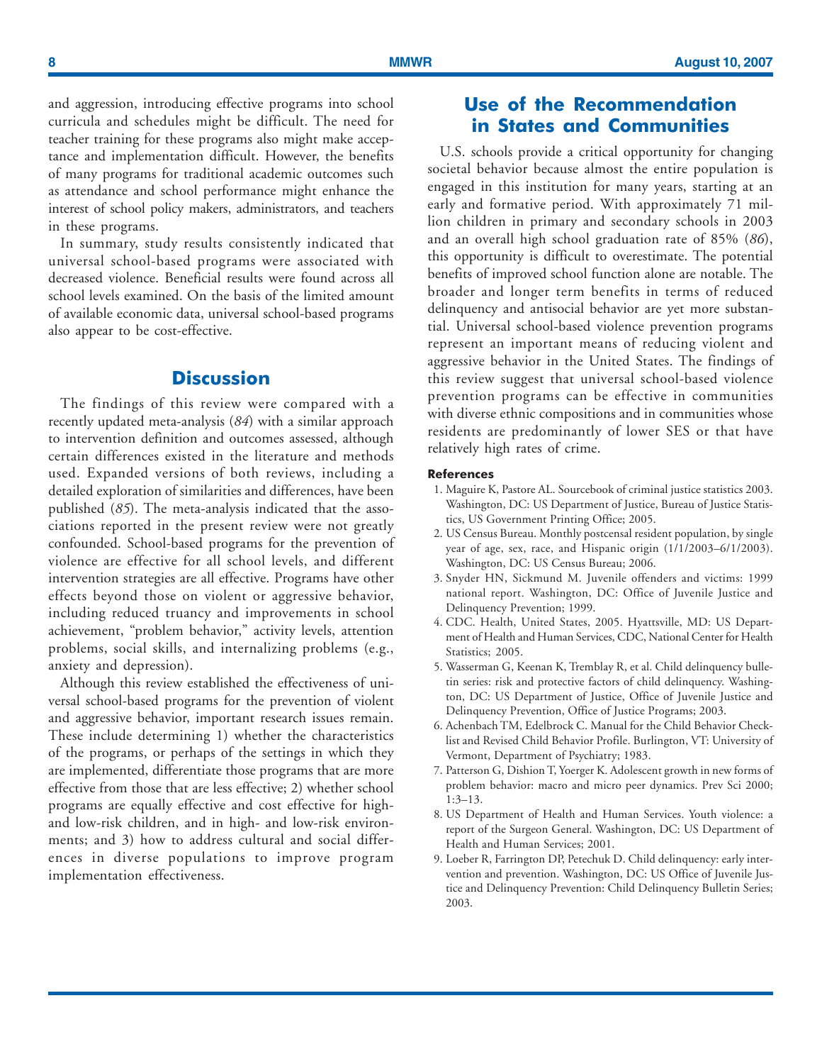and aggression, introducing effective programs into school curricula and schedules might be difficult. The need for teacher training for these programs also might make acceptance and implementation difficult. However, the benefits of many programs for traditional academic outcomes such as attendance and school performance might enhance the interest of school policy makers, administrators, and teachers in these programs.

In summary, study results consistently indicated that universal school-based programs were associated with decreased violence. Beneficial results were found across all school levels examined. On the basis of the limited amount of available economic data, universal school-based programs also appear to be cost-effective.

## Discussion

The findings of this review were compared with a recently updated meta-analysis (*84*) with a similar approach to intervention definition and outcomes assessed, although certain differences existed in the literature and methods used. Expanded versions of both reviews, including a detailed exploration of similarities and differences, have been published (*85*). The meta-analysis indicated that the associations reported in the present review were not greatly confounded. School-based programs for the prevention of violence are effective for all school levels, and different intervention strategies are all effective. Programs have other effects beyond those on violent or aggressive behavior, including reduced truancy and improvements in school achievement, "problem behavior," activity levels, attention problems, social skills, and internalizing problems (e.g., anxiety and depression).

Although this review established the effectiveness of universal school-based programs for the prevention of violent and aggressive behavior, important research issues remain. These include determining 1) whether the characteristics of the programs, or perhaps of the settings in which they are implemented, differentiate those programs that are more effective from those that are less effective; 2) whether school programs are equally effective and cost effective for high- and low-risk children, and in high- and low-risk environments; and 3) how to address cultural and social differences in diverse populations to improve program implementation effectiveness.

## Use of the Recommendation in States and Communities

U.S. schools provide a critical opportunity for changing societal behavior because almost the entire population is engaged in this institution for many years, starting at an early and formative period. With approximately 71 million children in primary and secondary schools in 2003 and an overall high school graduation rate of 85% (*86*), this opportunity is difficult to overestimate. The potential benefits of improved school function alone are notable. The broader and longer term benefits in terms of reduced delinquency and antisocial behavior are yet more substantial. Universal school-based violence prevention programs represent an important means of reducing violent and aggressive behavior in the United States. The findings of this review suggest that universal school-based violence prevention programs can be effective in communities with diverse ethnic compositions and in communities whose residents are predominantly of lower SES or that have relatively high rates of crime.

#### References

1. Maguire K, Pastore AL. Sourcebook of criminal justice statistics 2003. Washington, DC: US Department of Justice, Bureau of Justice Statistics, US Government Printing Office; 2005.
2. US Census Bureau. Monthly postcensal resident population, by single year of age, sex, race, and Hispanic origin (1/1/2003–6/1/2003). Washington, DC: US Census Bureau; 2006.
3. Snyder HN, Sickmund M. Juvenile offenders and victims: 1999 national report. Washington, DC: Office of Juvenile Justice and Delinquency Prevention; 1999.
4. CDC. Health, United States, 2005. Hyattsville, MD: US Department of Health and Human Services, CDC, National Center for Health Statistics; 2005.
5. Wasserman G, Keenan K, Tremblay R, et al. Child delinquency bulletin series: risk and protective factors of child delinquency. Washington, DC: US Department of Justice, Office of Juvenile Justice and Delinquency Prevention, Office of Justice Programs; 2003.
6. Achenbach TM, Edelbrock C. Manual for the Child Behavior Checklist and Revised Child Behavior Profile. Burlington, VT: University of Vermont, Department of Psychiatry; 1983.
7. Patterson G, Dishion T, Yoerger K. Adolescent growth in new forms of problem behavior: macro and micro peer dynamics. Prev Sci 2000; 1:3–13.
8. US Department of Health and Human Services. Youth violence: a report of the Surgeon General. Washington, DC: US Department of Health and Human Services; 2001.
9. Loeber R, Farrington DP, Petechuk D. Child delinquency: early intervention and prevention. Washington, DC: US Office of Juvenile Justice and Delinquency Prevention: Child Delinquency Bulletin Series; 2003.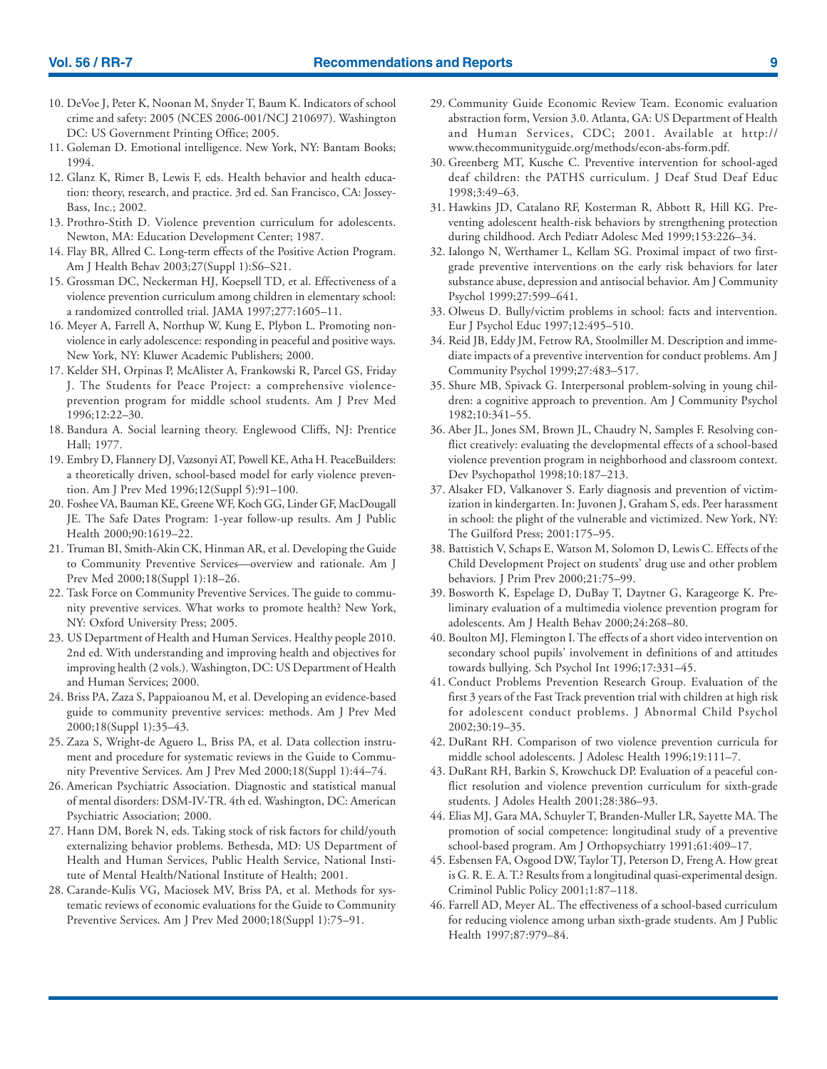10. DeVoe J, Peter K, Noonan M, Snyder T, Baum K. Indicators of school crime and safety: 2005 (NCES 2006-001/NCJ 210697). Washington DC: US Government Printing Office; 2005.
11. Goleman D. Emotional intelligence. New York, NY: Bantam Books; 1994.
12. Glanz K, Rimer B, Lewis F, eds. Health behavior and health education: theory, research, and practice. 3rd ed. San Francisco, CA: Jossey-Bass, Inc.; 2002.
13. Prothro-Stith D. Violence prevention curriculum for adolescents. Newton, MA: Education Development Center; 1987.
14. Flay BR, Allred C. Long-term effects of the Positive Action Program. Am J Health Behav 2003;27(Suppl 1):S6–S21.
15. Grossman DC, Neckerman HJ, Koepsell TD, et al. Effectiveness of a violence prevention curriculum among children in elementary school: a randomized controlled trial. JAMA 1997;277:1605–11.
16. Meyer A, Farrell A, Northup W, Kung E, Plybon L. Promoting nonviolence in early adolescence: responding in peaceful and positive ways. New York, NY: Kluwer Academic Publishers; 2000.
17. Kelder SH, Orpinas P, McAlister A, Frankowski R, Parcel GS, Friday J. The Students for Peace Project: a comprehensive violence-prevention program for middle school students. Am J Prev Med 1996;12:22–30.
18. Bandura A. Social learning theory. Englewood Cliffs, NJ: Prentice Hall; 1977.
19. Embry D, Flannery DJ, Vazsonyi AT, Powell KE, Atha H. PeaceBuilders: a theoretically driven, school-based model for early violence prevention. Am J Prev Med 1996;12(Suppl 5):91–100.
20. Foshee VA, Bauman KE, Greene WF, Koch GG, Linder GF, MacDougall JE. The Safe Dates Program: 1-year follow-up results. Am J Public Health 2000;90:1619–22.
21. Truman BI, Smith-Akin CK, Hinman AR, et al. Developing the Guide to Community Preventive Services—overview and rationale. Am J Prev Med 2000;18(Suppl 1):18–26.
22. Task Force on Community Preventive Services. The guide to community preventive services. What works to promote health? New York, NY: Oxford University Press; 2005.
23. US Department of Health and Human Services. Healthy people 2010. 2nd ed. With understanding and improving health and objectives for improving health (2 vols.). Washington, DC: US Department of Health and Human Services; 2000.
24. Briss PA, Zaza S, Pappaioanou M, et al. Developing an evidence-based guide to community preventive services: methods. Am J Prev Med 2000;18(Suppl 1):35–43.
25. Zaza S, Wright-de Aguero L, Briss PA, et al. Data collection instrument and procedure for systematic reviews in the Guide to Community Preventive Services. Am J Prev Med 2000;18(Suppl 1):44–74.
26. American Psychiatric Association. Diagnostic and statistical manual of mental disorders: DSM-IV-TR. 4th ed. Washington, DC: American Psychiatric Association; 2000.
27. Hann DM, Borek N, eds. Taking stock of risk factors for child/youth externalizing behavior problems. Bethesda, MD: US Department of Health and Human Services, Public Health Service, National Institute of Mental Health/National Institute of Health; 2001.
28. Carande-Kulis VG, Maciosek MV, Briss PA, et al. Methods for systematic reviews of economic evaluations for the Guide to Community Preventive Services. Am J Prev Med 2000;18(Suppl 1):75–91.
29. Community Guide Economic Review Team. Economic evaluation abstraction form, Version 3.0. Atlanta, GA: US Department of Health and Human Services, CDC; 2001. Available at http://www.thecommunityguide.org/methods/econ-abs-form.pdf.
30. Greenberg MT, Kusche C. Preventive intervention for school-aged deaf children: the PATHS curriculum. J Deaf Stud Deaf Educ 1998;3:49–63.
31. Hawkins JD, Catalano RF, Kosterman R, Abbott R, Hill KG. Preventing adolescent health-risk behaviors by strengthening protection during childhood. Arch Pediatr Adolesc Med 1999;153:226–34.
32. Ialongo N, Werthamer L, Kellam SG. Proximal impact of two first-grade preventive interventions on the early risk behaviors for later substance abuse, depression and antisocial behavior. Am J Community Psychol 1999;27:599–641.
33. Olweus D. Bully/victim problems in school: facts and intervention. Eur J Psychol Educ 1997;12:495–510.
34. Reid JB, Eddy JM, Fetrow RA, Stoolmiller M. Description and immediate impacts of a preventive intervention for conduct problems. Am J Community Psychol 1999;27:483–517.
35. Shure MB, Spivack G. Interpersonal problem-solving in young children: a cognitive approach to prevention. Am J Community Psychol 1982;10:341–55.
36. Aber JL, Jones SM, Brown JL, Chaudry N, Samples F. Resolving conflict creatively: evaluating the developmental effects of a school-based violence prevention program in neighborhood and classroom context. Dev Psychopathol 1998;10:187–213.
37. Alsaker FD, Valkanover S. Early diagnosis and prevention of victimization in kindergarten. In: Juvonen J, Graham S, eds. Peer harassment in school: the plight of the vulnerable and victimized. New York, NY: The Guilford Press; 2001:175–95.
38. Battistich V, Schaps E, Watson M, Solomon D, Lewis C. Effects of the Child Development Project on students' drug use and other problem behaviors. J Prim Prev 2000;21:75–99.
39. Bosworth K, Espelage D, DuBay T, Daytner G, Karageorge K. Preliminary evaluation of a multimedia violence prevention program for adolescents. J Health Behav 2000;24:268–80.
40. Boulton MJ, Flemington I. The effects of a short video intervention on secondary school pupils' involvement in definitions of and attitudes towards bullying. Sch Psychol Int 1996;17:331–45.
41. Conduct Problems Prevention Research Group. Evaluation of the first 3 years of the Fast Track prevention trial with children at high risk for adolescent conduct problems. J Abnormal Child Psychol 2002;30:19–35.
42. DuRant RH. Comparison of two violence prevention curricula for middle school adolescents. J Adolesc Health 1996;19:111–7.
43. DuRant RH, Barkin S, Krowchuck DP. Evaluation of a peaceful conflict resolution and violence prevention curriculum for sixth-grade students. J Adoles Health 2001;28:386–93.
44. Elias MJ, Gara MA, Schuyler T, Branden-Muller LR, Sayette MA. The promotion of social competence: longitudinal study of a preventive school-based program. Am J Orthopsychiatry 1991;61:409–17.
45. Esbensen FA, Osgood DW, Taylor TJ, Peterson D, Freng A. How great is G. R. E. A. T.? Results from a longitudinal quasi-experimental design. Criminol Public Policy 2001;1:87–118.
46. Farrell AD, Meyer AL. The effectiveness of a school-based curriculum for reducing violence among urban sixth-grade students. Am J Public Health 1997;87:979–84.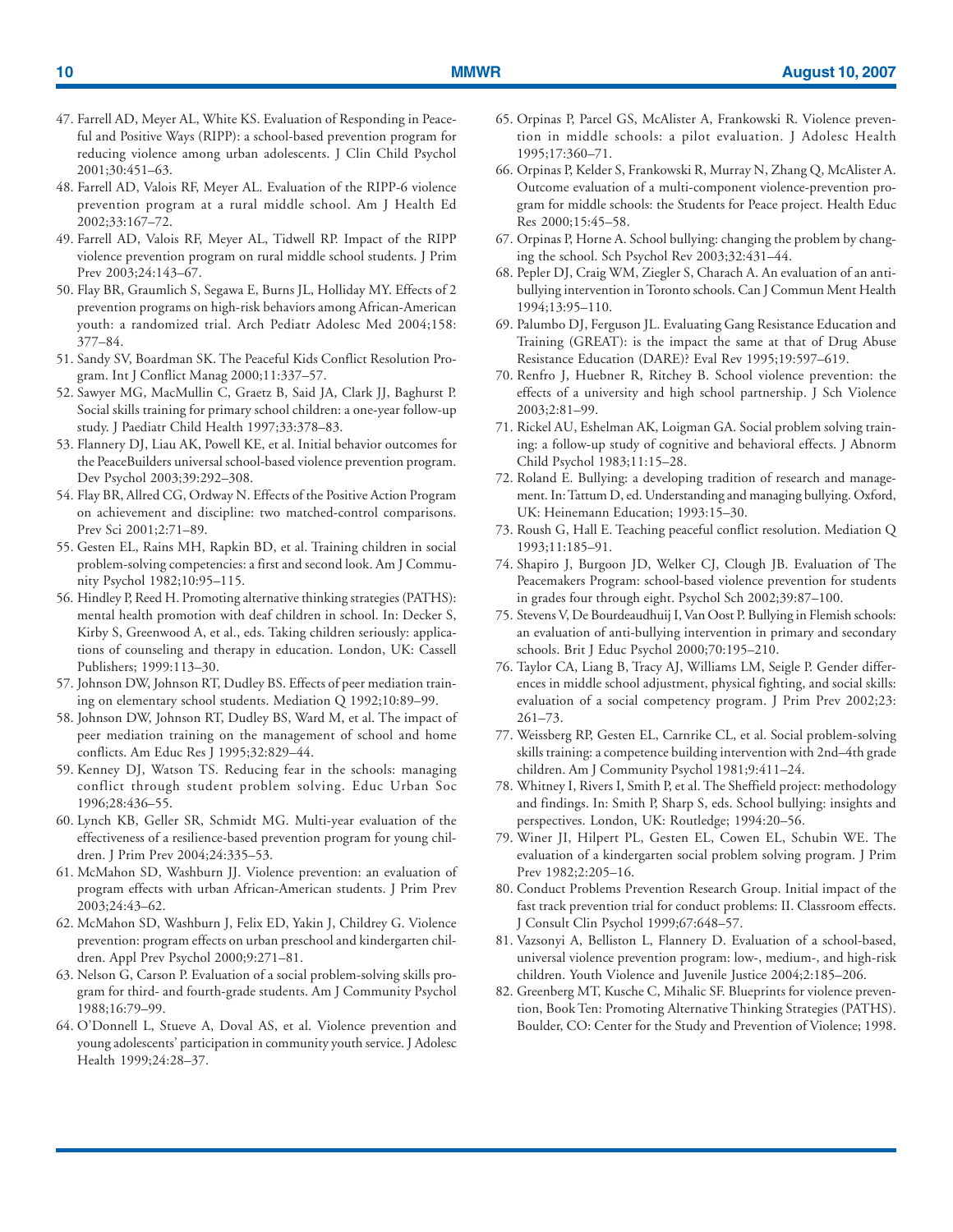47. Farrell AD, Meyer AL, White KS. Evaluation of Responding in Peaceful and Positive Ways (RIPP): a school-based prevention program for reducing violence among urban adolescents. J Clin Child Psychol 2001;30:451–63.
48. Farrell AD, Valois RF, Meyer AL. Evaluation of the RIPP-6 violence prevention program at a rural middle school. Am J Health Ed 2002;33:167–72.
49. Farrell AD, Valois RF, Meyer AL, Tidwell RP. Impact of the RIPP violence prevention program on rural middle school students. J Prim Prev 2003;24:143–67.
50. Flay BR, Graumlich S, Segawa E, Burns JL, Holliday MY. Effects of 2 prevention programs on high-risk behaviors among African-American youth: a randomized trial. Arch Pediatr Adolesc Med 2004;158: 377–84.
51. Sandy SV, Boardman SK. The Peaceful Kids Conflict Resolution Program. Int J Conflict Manag 2000;11:337–57.
52. Sawyer MG, MacMullin C, Graetz B, Said JA, Clark JJ, Baghurst P. Social skills training for primary school children: a one-year follow-up study. J Paediatr Child Health 1997;33:378–83.
53. Flannery DJ, Liau AK, Powell KE, et al. Initial behavior outcomes for the PeaceBuilders universal school-based violence prevention program. Dev Psychol 2003;39:292–308.
54. Flay BR, Allred CG, Ordway N. Effects of the Positive Action Program on achievement and discipline: two matched-control comparisons. Prev Sci 2001;2:71–89.
55. Gesten EL, Rains MH, Rapkin BD, et al. Training children in social problem-solving competencies: a first and second look. Am J Community Psychol 1982;10:95–115.
56. Hindley P, Reed H. Promoting alternative thinking strategies (PATHS): mental health promotion with deaf children in school. In: Decker S, Kirby S, Greenwood A, et al., eds. Taking children seriously: applications of counseling and therapy in education. London, UK: Cassell Publishers; 1999:113–30.
57. Johnson DW, Johnson RT, Dudley BS. Effects of peer mediation training on elementary school students. Mediation Q 1992;10:89–99.
58. Johnson DW, Johnson RT, Dudley BS, Ward M, et al. The impact of peer mediation training on the management of school and home conflicts. Am Educ Res J 1995;32:829–44.
59. Kenney DJ, Watson TS. Reducing fear in the schools: managing conflict through student problem solving. Educ Urban Soc 1996;28:436–55.
60. Lynch KB, Geller SR, Schmidt MG. Multi-year evaluation of the effectiveness of a resilience-based prevention program for young children. J Prim Prev 2004;24:335–53.
61. McMahon SD, Washburn JJ. Violence prevention: an evaluation of program effects with urban African-American students. J Prim Prev 2003;24:43–62.
62. McMahon SD, Washburn J, Felix ED, Yakin J, Childrey G. Violence prevention: program effects on urban preschool and kindergarten children. Appl Prev Psychol 2000;9:271–81.
63. Nelson G, Carson P. Evaluation of a social problem-solving skills program for third- and fourth-grade students. Am J Community Psychol 1988;16:79–99.
64. O'Donnell L, Stueve A, Doval AS, et al. Violence prevention and young adolescents' participation in community youth service. J Adolesc Health 1999;24:28–37.
65. Orpinas P, Parcel GS, McAlister A, Frankowski R. Violence prevention in middle schools: a pilot evaluation. J Adolesc Health 1995;17:360–71.
66. Orpinas P, Kelder S, Frankowski R, Murray N, Zhang Q, McAlister A. Outcome evaluation of a multi-component violence-prevention program for middle schools: the Students for Peace project. Health Educ Res 2000;15:45–58.
67. Orpinas P, Horne A. School bullying: changing the problem by changing the school. Sch Psychol Rev 2003;32:431–44.
68. Pepler DJ, Craig WM, Ziegler S, Charach A. An evaluation of an anti-bullying intervention in Toronto schools. Can J Commun Ment Health 1994;13:95–110.
69. Palumbo DJ, Ferguson JL. Evaluating Gang Resistance Education and Training (GREAT): is the impact the same at that of Drug Abuse Resistance Education (DARE)? Eval Rev 1995;19:597–619.
70. Renfro J, Huebner R, Ritchey B. School violence prevention: the effects of a university and high school partnership. J Sch Violence 2003;2:81–99.
71. Rickel AU, Eshelman AK, Loigman GA. Social problem solving training: a follow-up study of cognitive and behavioral effects. J Abnorm Child Psychol 1983;11:15–28.
72. Roland E. Bullying: a developing tradition of research and management. In: Tattum D, ed. Understanding and managing bullying. Oxford, UK: Heinemann Education; 1993:15–30.
73. Roush G, Hall E. Teaching peaceful conflict resolution. Mediation Q 1993;11:185–91.
74. Shapiro J, Burgoon JD, Welker CJ, Clough JB. Evaluation of The Peacemakers Program: school-based violence prevention for students in grades four through eight. Psychol Sch 2002;39:87–100.
75. Stevens V, De Bourdeaudhuij I, Van Oost P. Bullying in Flemish schools: an evaluation of anti-bullying intervention in primary and secondary schools. Brit J Educ Psychol 2000;70:195–210.
76. Taylor CA, Liang B, Tracy AJ, Williams LM, Seigle P. Gender differences in middle school adjustment, physical fighting, and social skills: evaluation of a social competency program. J Prim Prev 2002;23: 261–73.
77. Weissberg RP, Gesten EL, Carnrike CL, et al. Social problem-solving skills training: a competence building intervention with 2nd–4th grade children. Am J Community Psychol 1981;9:411–24.
78. Whitney I, Rivers I, Smith P, et al. The Sheffield project: methodology and findings. In: Smith P, Sharp S, eds. School bullying: insights and perspectives. London, UK: Routledge; 1994:20–56.
79. Winer JI, Hilpert PL, Gesten EL, Cowen EL, Schubin WE. The evaluation of a kindergarten social problem solving program. J Prim Prev 1982;2:205–16.
80. Conduct Problems Prevention Research Group. Initial impact of the fast track prevention trial for conduct problems: II. Classroom effects. J Consult Clin Psychol 1999;67:648–57.
81. Vazsonyi A, Belliston L, Flannery D. Evaluation of a school-based, universal violence prevention program: low-, medium-, and high-risk children. Youth Violence and Juvenile Justice 2004;2:185–206.
82. Greenberg MT, Kusche C, Mihalic SF. Blueprints for violence prevention, Book Ten: Promoting Alternative Thinking Strategies (PATHS). Boulder, CO: Center for the Study and Prevention of Violence; 1998.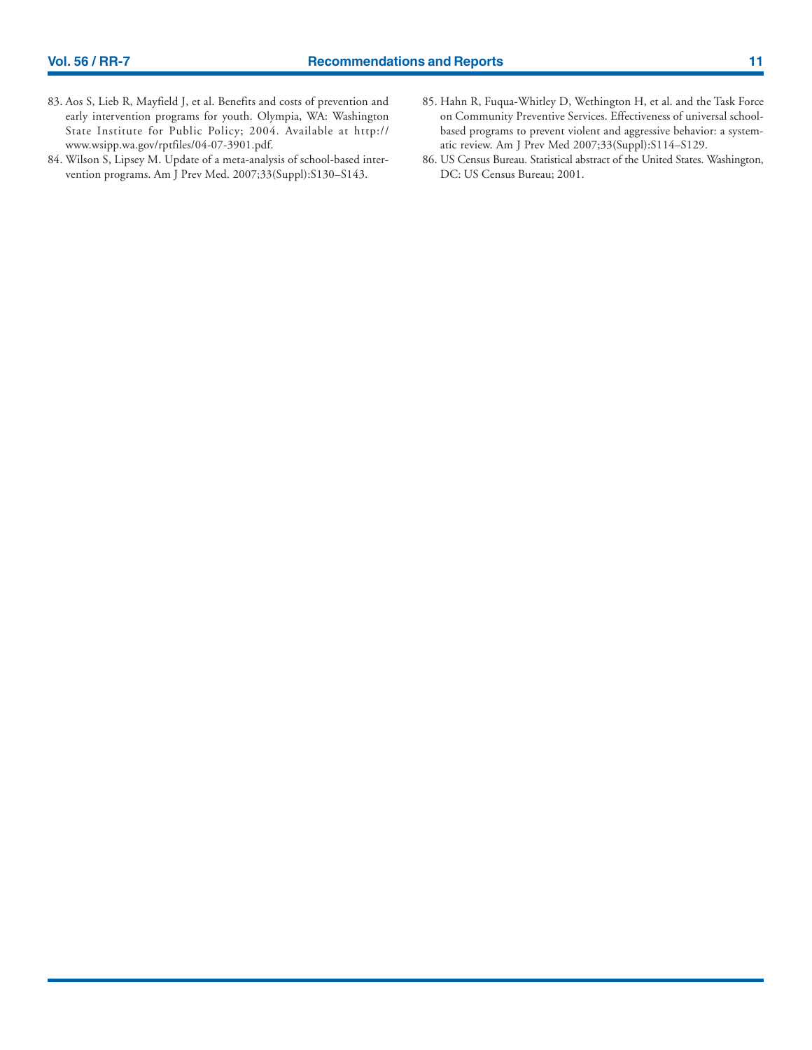83. Aos S, Lieb R, Mayfield J, et al. Benefits and costs of prevention and early intervention programs for youth. Olympia, WA: Washington State Institute for Public Policy; 2004. Available at http://www.wsipp.wa.gov/rptfiles/04-07-3901.pdf.
84. Wilson S, Lipsey M. Update of a meta-analysis of school-based intervention programs. Am J Prev Med. 2007;33(Suppl):S130–S143.
85. Hahn R, Fuqua-Whitley D, Wethington H, et al. and the Task Force on Community Preventive Services. Effectiveness of universal school-based programs to prevent violent and aggressive behavior: a systematic review. Am J Prev Med 2007;33(Suppl):S114–S129.
86. US Census Bureau. Statistical abstract of the United States. Washington, DC: US Census Bureau; 2001.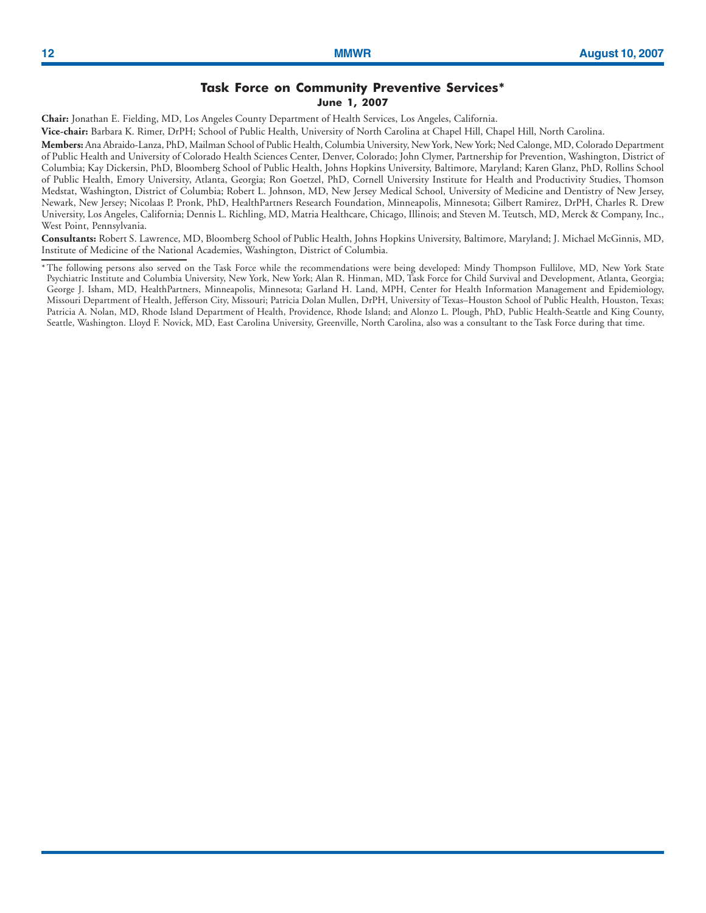## Task Force on Community Preventive Services*

**June 1, 2007**

**Chair:** Jonathan E. Fielding, MD, Los Angeles County Department of Health Services, Los Angeles, California.

**Vice-chair:** Barbara K. Rimer, DrPH; School of Public Health, University of North Carolina at Chapel Hill, Chapel Hill, North Carolina.

**Members:** Ana Abraido-Lanza, PhD, Mailman School of Public Health, Columbia University, New York, New York; Ned Calonge, MD, Colorado Department of Public Health and University of Colorado Health Sciences Center, Denver, Colorado; John Clymer, Partnership for Prevention, Washington, District of Columbia; Kay Dickersin, PhD, Bloomberg School of Public Health, Johns Hopkins University, Baltimore, Maryland; Karen Glanz, PhD, Rollins School of Public Health, Emory University, Atlanta, Georgia; Ron Goetzel, PhD, Cornell University Institute for Health and Productivity Studies, Thomson Medstat, Washington, District of Columbia; Robert L. Johnson, MD, New Jersey Medical School, University of Medicine and Dentistry of New Jersey, Newark, New Jersey; Nicolaas P. Pronk, PhD, HealthPartners Research Foundation, Minneapolis, Minnesota; Gilbert Ramirez, DrPH, Charles R. Drew University, Los Angeles, California; Dennis L. Richling, MD, Matria Healthcare, Chicago, Illinois; and Steven M. Teutsch, MD, Merck & Company, Inc., West Point, Pennsylvania.

**Consultants:** Robert S. Lawrence, MD, Bloomberg School of Public Health, Johns Hopkins University, Baltimore, Maryland; J. Michael McGinnis, MD, Institute of Medicine of the National Academies, Washington, District of Columbia.

---

* The following persons also served on the Task Force while the recommendations were being developed: Mindy Thompson Fullilove, MD, New York State Psychiatric Institute and Columbia University, New York, New York; Alan R. Hinman, MD, Task Force for Child Survival and Development, Atlanta, Georgia; George J. Isham, MD, HealthPartners, Minneapolis, Minnesota; Garland H. Land, MPH, Center for Health Information Management and Epidemiology, Missouri Department of Health, Jefferson City, Missouri; Patricia Dolan Mullen, DrPH, University of Texas–Houston School of Public Health, Houston, Texas; Patricia A. Nolan, MD, Rhode Island Department of Health, Providence, Rhode Island; and Alonzo L. Plough, PhD, Public Health-Seattle and King County, Seattle, Washington. Lloyd F. Novick, MD, East Carolina University, Greenville, North Carolina, also was a consultant to the Task Force during that time.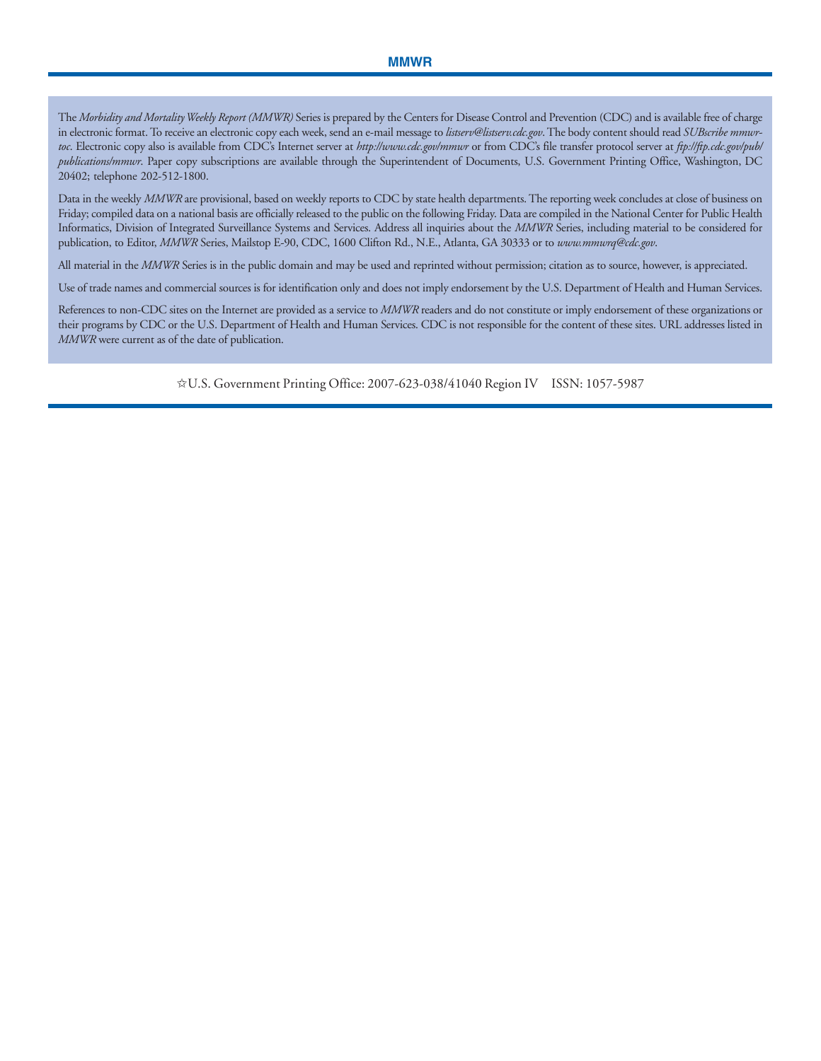The *Morbidity and Mortality Weekly Report (MMWR)* Series is prepared by the Centers for Disease Control and Prevention (CDC) and is available free of charge in electronic format. To receive an electronic copy each week, send an e-mail message to *listserv@listserv.cdc.gov*. The body content should read *SUBscribe mmwr-toc*. Electronic copy also is available from CDC's Internet server at *http://www.cdc.gov/mmwr* or from CDC's file transfer protocol server at *ftp://ftp.cdc.gov/pub/publications/mmwr*. Paper copy subscriptions are available through the Superintendent of Documents, U.S. Government Printing Office, Washington, DC 20402; telephone 202-512-1800.

Data in the weekly *MMWR* are provisional, based on weekly reports to CDC by state health departments. The reporting week concludes at close of business on Friday; compiled data on a national basis are officially released to the public on the following Friday. Data are compiled in the National Center for Public Health Informatics, Division of Integrated Surveillance Systems and Services. Address all inquiries about the *MMWR* Series, including material to be considered for publication, to Editor, *MMWR* Series, Mailstop E-90, CDC, 1600 Clifton Rd., N.E., Atlanta, GA 30333 or to *www.mmwrq@cdc.gov*.

All material in the *MMWR* Series is in the public domain and may be used and reprinted without permission; citation as to source, however, is appreciated.

Use of trade names and commercial sources is for identification only and does not imply endorsement by the U.S. Department of Health and Human Services.

References to non-CDC sites on the Internet are provided as a service to *MMWR* readers and do not constitute or imply endorsement of these organizations or their programs by CDC or the U.S. Department of Health and Human Services. CDC is not responsible for the content of these sites. URL addresses listed in *MMWR* were current as of the date of publication.

☆U.S. Government Printing Office: 2007-623-038/41040 Region IV ISSN: 1057-5987